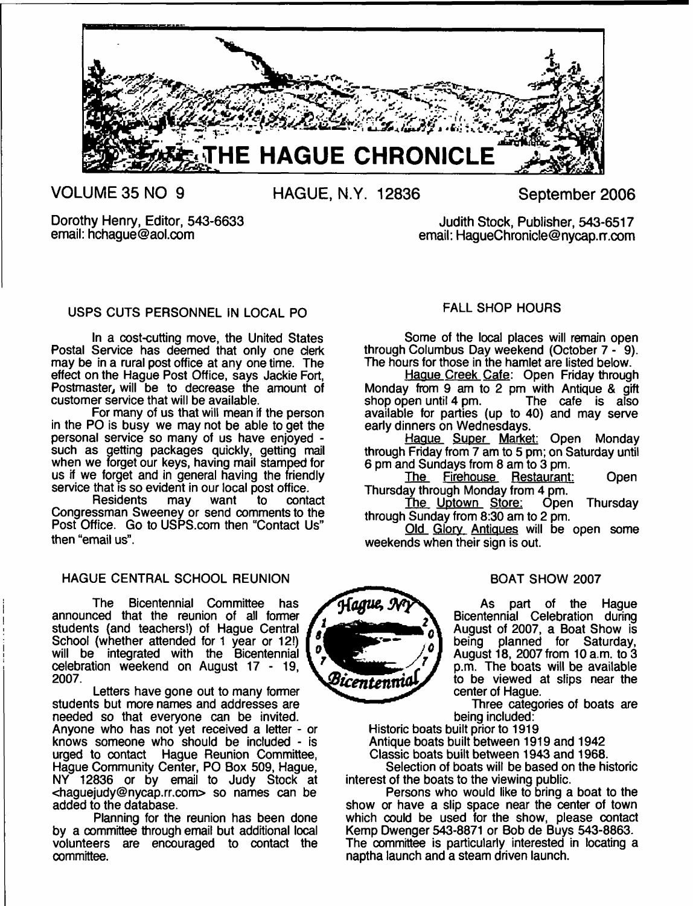# THE HAGUE CHRONICLE

VOLUME 35 NO 9 HAGUE, N.Y. 12836 September 2006

Dorothy Henry, Editor, 543-6633
email: hchague@aol.com

Judith Stock, Publisher, 543-6517
email: HagueChronicle@nycap.rr.com

## USPS CUTS PERSONNEL IN LOCAL PO

In a cost-cutting move, the United States Postal Service has deemed that only one clerk may be in a rural post office at any one time. The effect on the Hague Post Office, says Jackie Fort, Postmaster, will be to decrease the amount of customer service that will be available.

For many of us that will mean if the person in the PO is busy we may not be able to get the personal service so many of us have enjoyed - such as getting packages quickly, getting mail when we forget our keys, having mail stamped for us if we forget and in general having the friendly service that is so evident in our local post office.

Residents may want to contact Congressman Sweeney or send comments to the Post Office. Go to USPS.com then "Contact Us" then "email us".

## FALL SHOP HOURS

Some of the local places will remain open through Columbus Day weekend (October 7 - 9). The hours for those in the hamlet are listed below.

Hague Creek Cafe: Open Friday through Monday from 9 am to 2 pm with Antique & gift shop open until 4 pm. The cafe is also available for parties (up to 40) and may serve early dinners on Wednesdays.

Hague Super Market: Open Monday through Friday from 7 am to 5 pm; on Saturday until 6 pm and Sundays from 8 am to 3 pm.

The Firehouse Restaurant: Open Thursday through Monday from 4 pm.

The Uptown Store: Open Thursday through Sunday from 8:30 am to 2 pm.

Old Glory Antiques will be open some weekends when their sign is out.

## HAGUE CENTRAL SCHOOL REUNION

The Bicentennial Committee has announced that the reunion of all former students (and teachers!) of Hague Central School (whether attended for 1 year or 12!) will be integrated with the Bicentennial celebration weekend on August 17 - 19, 2007.

Letters have gone out to many former students but more names and addresses are needed so that everyone can be invited. Anyone who has not yet received a letter - or knows someone who should be included - is urged to contact Hague Reunion Committee, Hague Community Center, PO Box 509, Hague, NY 12836 or by email to Judy Stock at <haguejudy@nycap.rr.com> so names can be added to the database.

Planning for the reunion has been done by a committee through email but additional local volunteers are encouraged to contact the committee.

## BOAT SHOW 2007

As part of the Hague Bicentennial Celebration during August of 2007, a Boat Show is being planned for Saturday, August 18, 2007 from 10 a.m. to 3 p.m. The boats will be available to be viewed at slips near the center of Hague.

Three categories of boats are being included:

Historic boats built prior to 1919
Antique boats built between 1919 and 1942
Classic boats built between 1943 and 1968.

Selection of boats will be based on the historic interest of the boats to the viewing public.

Persons who would like to bring a boat to the show or have a slip space near the center of town which could be used for the show, please contact Kemp Dwenger 543-8871 or Bob de Buys 543-8863. The committee is particularly interested in locating a naptha launch and a steam driven launch.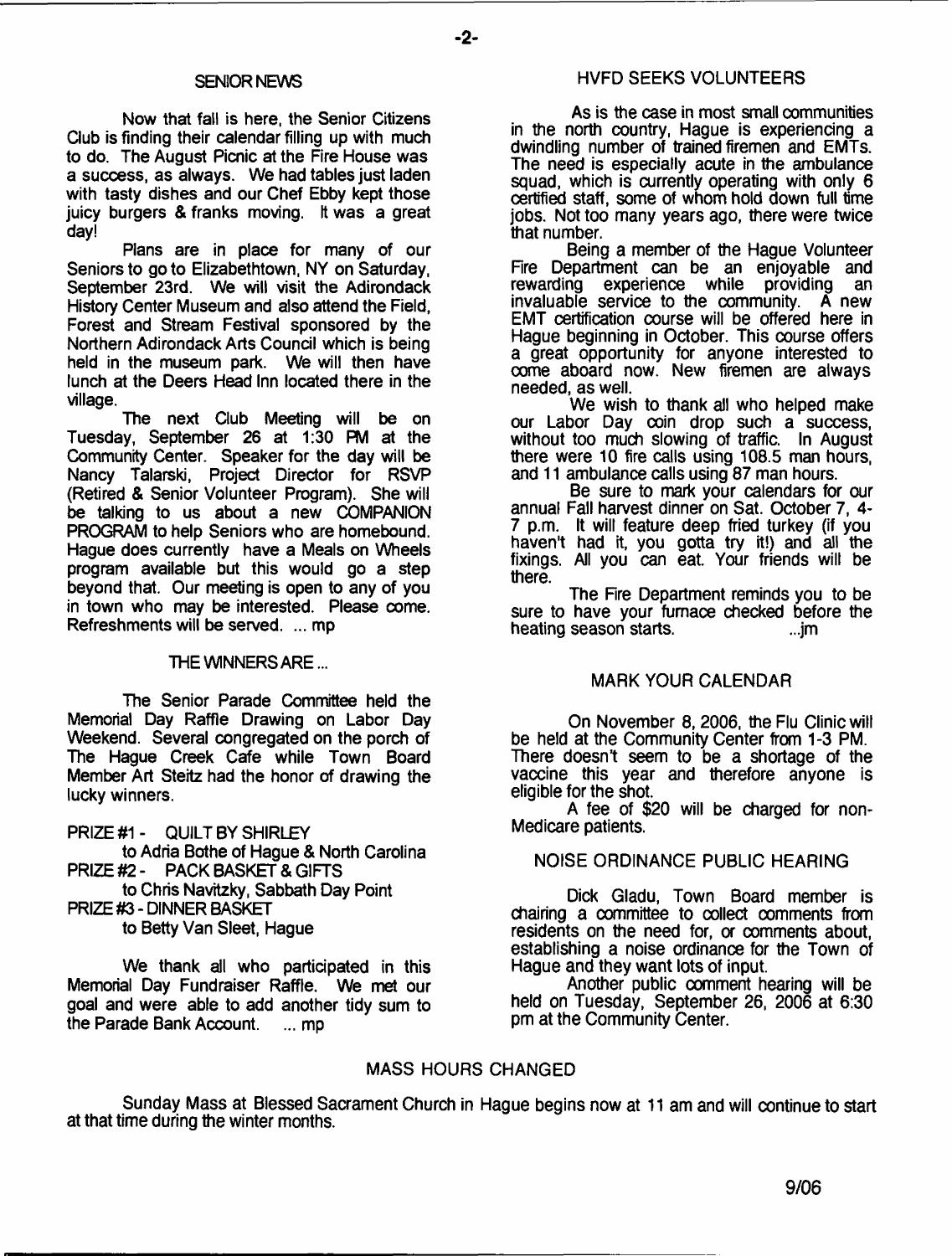## SENIOR NEWS

Now that fall is here, the Senior Citizens Club is finding their calendar filling up with much to do. The August Picnic at the Fire House was a success, as always. We had tables just laden with tasty dishes and our Chef Ebby kept those juicy burgers & franks moving. It was a great day!

Plans are in place for many of our Seniors to go to Elizabethtown, NY on Saturday, September 23rd. We will visit the Adirondack History Center Museum and also attend the Field, Forest and Stream Festival sponsored by the Northern Adirondack Arts Council which is being held in the museum park. We will then have lunch at the Deers Head Inn located there in the village.

The next Club Meeting will be on Tuesday, September 26 at 1:30 PM at the Community Center. Speaker for the day will be Nancy Talarski, Project Director for RSVP (Retired & Senior Volunteer Program). She will be talking to us about a new COMPANION PROGRAM to help Seniors who are homebound. Hague does currently have a Meals on Wheels program available but this would go a step beyond that. Our meeting is open to any of you in town who may be interested. Please come. Refreshments will be served. ... mp

## THE WINNERS ARE ...

The Senior Parade Committee held the Memorial Day Raffle Drawing on Labor Day Weekend. Several congregated on the porch of The Hague Creek Cafe while Town Board Member Art Steitz had the honor of drawing the lucky winners.

PRIZE #1 - QUILT BY SHIRLEY
to Adria Bothe of Hague & North Carolina
PRIZE #2 - PACK BASKET & GIFTS
to Chris Navitzky, Sabbath Day Point
PRIZE #3 - DINNER BASKET
to Betty Van Sleet, Hague

We thank all who participated in this Memorial Day Fundraiser Raffle. We met our goal and were able to add another tidy sum to the Parade Bank Account. ... mp

## HVFD SEEKS VOLUNTEERS

As is the case in most small communities in the north country, Hague is experiencing a dwindling number of trained firemen and EMTs. The need is especially acute in the ambulance squad, which is currently operating with only 6 certified staff, some of whom hold down full time jobs. Not too many years ago, there were twice that number.

Being a member of the Hague Volunteer Fire Department can be an enjoyable and rewarding experience while providing an invaluable service to the community. A new EMT certification course will be offered here in Hague beginning in October. This course offers a great opportunity for anyone interested to come aboard now. New firemen are always needed, as well.

We wish to thank all who helped make our Labor Day coin drop such a success, without too much slowing of traffic. In August there were 10 fire calls using 108.5 man hours, and 11 ambulance calls using 87 man hours.

Be sure to mark your calendars for our annual Fall harvest dinner on Sat. October 7, 4-7 p.m. It will feature deep fried turkey (if you haven't had it, you gotta try it!) and all the fixings. All you can eat. Your friends will be there.

The Fire Department reminds you to be sure to have your furnace checked before the heating season starts. ...jm

## MARK YOUR CALENDAR

On November 8, 2006, the Flu Clinic will be held at the Community Center from 1-3 PM. There doesn't seem to be a shortage of the vaccine this year and therefore anyone is eligible for the shot.

A fee of $20 will be charged for non-Medicare patients.

## NOISE ORDINANCE PUBLIC HEARING

Dick Gladu, Town Board member is chairing a committee to collect comments from residents on the need for, or comments about, establishing a noise ordinance for the Town of Hague and they want lots of input.

Another public comment hearing will be held on Tuesday, September 26, 2006 at 6:30 pm at the Community Center.

## MASS HOURS CHANGED

Sunday Mass at Blessed Sacrament Church in Hague begins now at 11 am and will continue to start at that time during the winter months.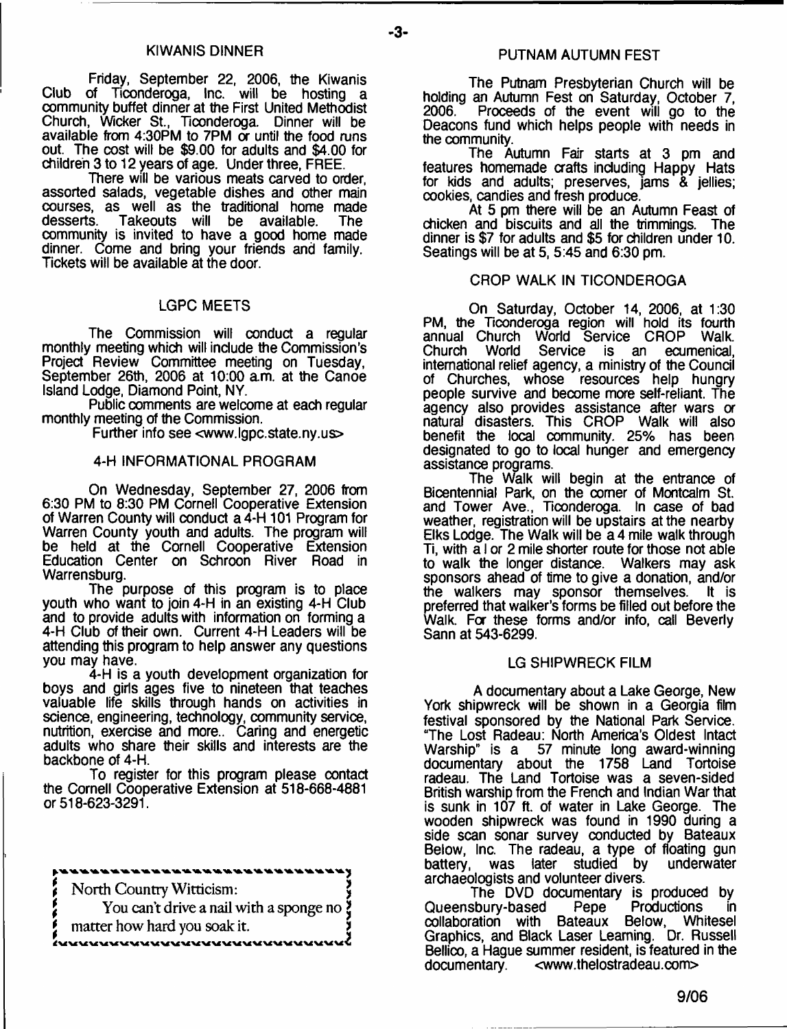## KIWANIS DINNER

Friday, September 22, 2006, the Kiwanis Club of Ticonderoga, Inc. will be hosting a community buffet dinner at the First United Methodist Church, Wicker St., Ticonderoga. Dinner will be available from 4:30PM to 7PM or until the food runs out. The cost will be $9.00 for adults and $4.00 for children 3 to 12 years of age. Under three, FREE.

There will be various meats carved to order, assorted salads, vegetable dishes and other main courses, as well as the traditional home made desserts. Takeouts will be available. The community is invited to have a good home made dinner. Come and bring your friends and family. Tickets will be available at the door.

## LGPC MEETS

The Commission will conduct a regular monthly meeting which will include the Commission's Project Review Committee meeting on Tuesday, September 26th, 2006 at 10:00 a.m. at the Canoe Island Lodge, Diamond Point, NY.

Public comments are welcome at each regular monthly meeting of the Commission.

Further info see <www.lgpc.state.ny.us>

## 4-H INFORMATIONAL PROGRAM

On Wednesday, September 27, 2006 from 6:30 PM to 8:30 PM Cornell Cooperative Extension of Warren County will conduct a 4-H 101 Program for Warren County youth and adults. The program will be held at the Cornell Cooperative Extension Education Center on Schroon River Road in Warrensburg.

The purpose of this program is to place youth who want to join 4-H in an existing 4-H Club and to provide adults with information on forming a 4-H Club of their own. Current 4-H Leaders will be attending this program to help answer any questions you may have.

4-H is a youth development organization for boys and girls ages five to nineteen that teaches valuable life skills through hands on activities in science, engineering, technology, community service, nutrition, exercise and more.. Caring and energetic adults who share their skills and interests are the backbone of 4-H.

To register for this program please contact the Cornell Cooperative Extension at 518-668-4881 or 518-623-3291.

> North Country Witticism:
> You can't drive a nail with a sponge no matter how hard you soak it.

## PUTNAM AUTUMN FEST

The Putnam Presbyterian Church will be holding an Autumn Fest on Saturday, October 7, 2006. Proceeds of the event will go to the Deacons fund which helps people with needs in the community.

The Autumn Fair starts at 3 pm and features homemade crafts including Happy Hats for kids and adults; preserves, jams & jellies; cookies, candies and fresh produce.

At 5 pm there will be an Autumn Feast of chicken and biscuits and all the trimmings. The dinner is $7 for adults and $5 for children under 10. Seatings will be at 5, 5:45 and 6:30 pm.

## CROP WALK IN TICONDEROGA

On Saturday, October 14, 2006, at 1:30 PM, the Ticonderoga region will hold its fourth annual Church World Service CROP Walk. Church World Service is an ecumenical, international relief agency, a ministry of the Council of Churches, whose resources help hungry people survive and become more self-reliant. The agency also provides assistance after wars or natural disasters. This CROP Walk will also benefit the local community. 25% has been designated to go to local hunger and emergency assistance programs.

The Walk will begin at the entrance of Bicentennial Park, on the corner of Montcalm St. and Tower Ave., Ticonderoga. In case of bad weather, registration will be upstairs at the nearby Elks Lodge. The Walk will be a 4 mile walk through Ti, with a I or 2 mile shorter route for those not able to walk the longer distance. Walkers may ask sponsors ahead of time to give a donation, and/or the walkers may sponsor themselves. It is preferred that walker's forms be filled out before the Walk. For these forms and/or info, call Beverly Sann at 543-6299.

## LG SHIPWRECK FILM

A documentary about a Lake George, New York shipwreck will be shown in a Georgia film festival sponsored by the National Park Service. "The Lost Radeau: North America's Oldest Intact Warship" is a 57 minute long award-winning documentary about the 1758 Land Tortoise radeau. The Land Tortoise was a seven-sided British warship from the French and Indian War that is sunk in 107 ft. of water in Lake George. The wooden shipwreck was found in 1990 during a side scan sonar survey conducted by Bateaux Below, Inc. The radeau, a type of floating gun battery, was later studied by underwater archaeologists and volunteer divers.

The DVD documentary is produced by Queensbury-based Pepe Productions in collaboration with Bateaux Below, Whitesel Graphics, and Black Laser Learning. Dr. Russell Bellico, a Hague summer resident, is featured in the documentary. <www.thelostradeau.com>

9/06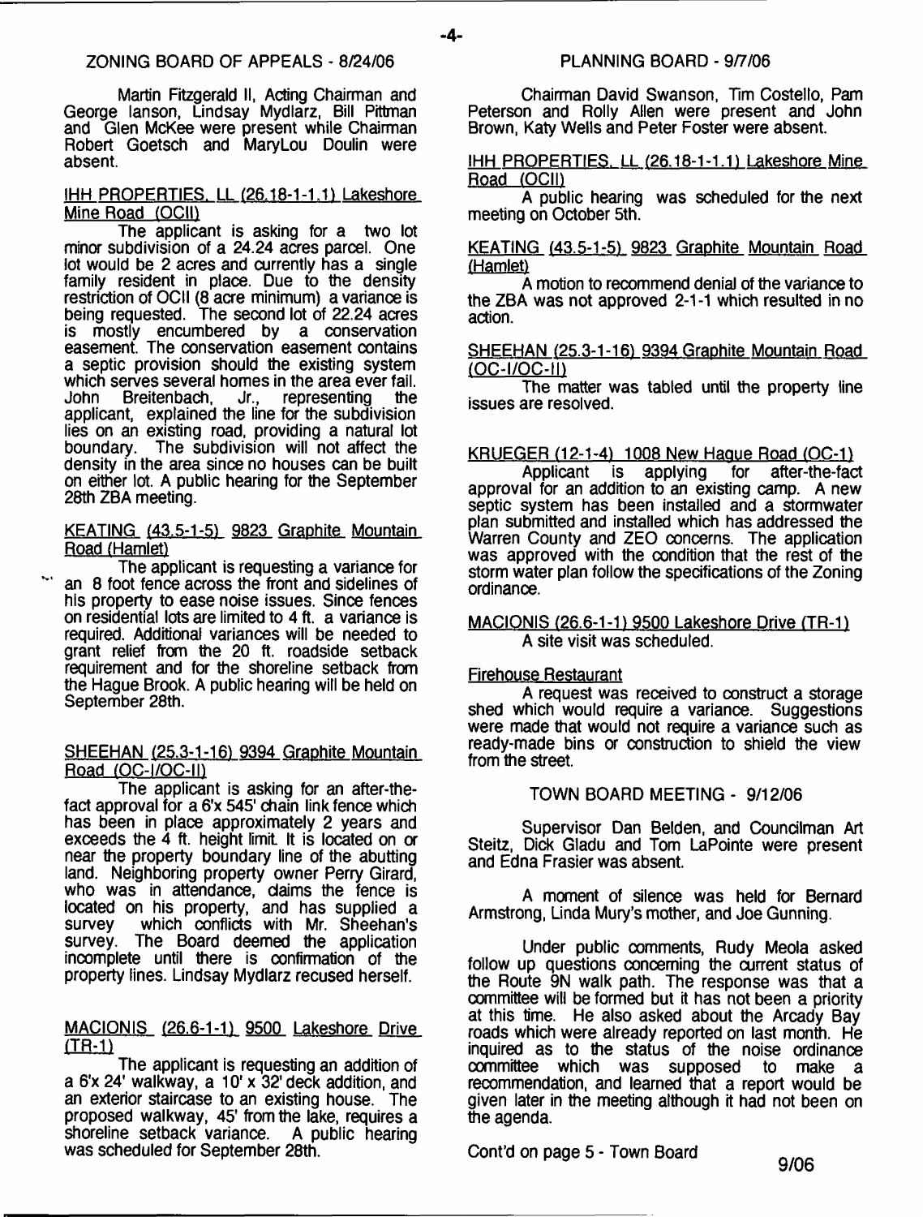## ZONING BOARD OF APPEALS - 8/24/06

Martin Fitzgerald II, Acting Chairman and George Ianson, Lindsay Mydlarz, Bill Pittman and Glen McKee were present while Chairman Robert Goetsch and MaryLou Doulin were absent.

IHH PROPERTIES, LL (26.18-1-1.1) Lakeshore Mine Road (OCII)

The applicant is asking for a two lot minor subdivision of a 24.24 acres parcel. One lot would be 2 acres and currently has a single family resident in place. Due to the density restriction of OCII (8 acre minimum) a variance is being requested. The second lot of 22.24 acres is mostly encumbered by a conservation easement. The conservation easement contains a septic provision should the existing system which serves several homes in the area ever fail. John Breitenbach, Jr., representing the applicant, explained the line for the subdivision lies on an existing road, providing a natural lot boundary. The subdivision will not affect the density in the area since no houses can be built on either lot. A public hearing for the September 28th ZBA meeting.

KEATING (43.5-1-5) 9823 Graphite Mountain Road (Hamlet)

The applicant is requesting a variance for an 8 foot fence across the front and sidelines of his property to ease noise issues. Since fences on residential lots are limited to 4 ft. a variance is required. Additional variances will be needed to grant relief from the 20 ft. roadside setback requirement and for the shoreline setback from the Hague Brook. A public hearing will be held on September 28th.

SHEEHAN (25.3-1-16) 9394 Graphite Mountain Road (OC-I/OC-II)

The applicant is asking for an after-the-fact approval for a 6'x 545' chain link fence which has been in place approximately 2 years and exceeds the 4 ft. height limit. It is located on or near the property boundary line of the abutting land. Neighboring property owner Perry Girard, who was in attendance, claims the fence is located on his property, and has supplied a survey which conflicts with Mr. Sheehan's survey. The Board deemed the application incomplete until there is confirmation of the property lines. Lindsay Mydlarz recused herself.

MACIONIS (26.6-1-1) 9500 Lakeshore Drive (TR-1)

The applicant is requesting an addition of a 6'x 24' walkway, a 10' x 32' deck addition, and an exterior staircase to an existing house. The proposed walkway, 45' from the lake, requires a shoreline setback variance. A public hearing was scheduled for September 28th.

## PLANNING BOARD - 9/7/06

Chairman David Swanson, Tim Costello, Pam Peterson and Rolly Allen were present and John Brown, Katy Wells and Peter Foster were absent.

IHH PROPERTIES, LL (26.18-1-1.1) Lakeshore Mine Road (OCII)

A public hearing was scheduled for the next meeting on October 5th.

KEATING (43.5-1-5) 9823 Graphite Mountain Road (Hamlet)

A motion to recommend denial of the variance to the ZBA was not approved 2-1-1 which resulted in no action.

SHEEHAN (25.3-1-16) 9394 Graphite Mountain Road (OC-I/OC-II)

The matter was tabled until the property line issues are resolved.

KRUEGER (12-1-4) 1008 New Hague Road (OC-1)

Applicant is applying for after-the-fact approval for an addition to an existing camp. A new septic system has been installed and a stormwater plan submitted and installed which has addressed the Warren County and ZEO concerns. The application was approved with the condition that the rest of the storm water plan follow the specifications of the Zoning ordinance.

MACIONIS (26.6-1-1) 9500 Lakeshore Drive (TR-1)

A site visit was scheduled.

Firehouse Restaurant

A request was received to construct a storage shed which would require a variance. Suggestions were made that would not require a variance such as ready-made bins or construction to shield the view from the street.

## TOWN BOARD MEETING - 9/12/06

Supervisor Dan Belden, and Councilman Art Steitz, Dick Gladu and Tom LaPointe were present and Edna Frasier was absent.

A moment of silence was held for Bernard Armstrong, Linda Mury's mother, and Joe Gunning.

Under public comments, Rudy Meola asked follow up questions concerning the current status of the Route 9N walk path. The response was that a committee will be formed but it has not been a priority at this time. He also asked about the Arcady Bay roads which were already reported on last month. He inquired as to the status of the noise ordinance committee which was supposed to make a recommendation, and learned that a report would be given later in the meeting although it had not been on the agenda.

Cont'd on page 5 - Town Board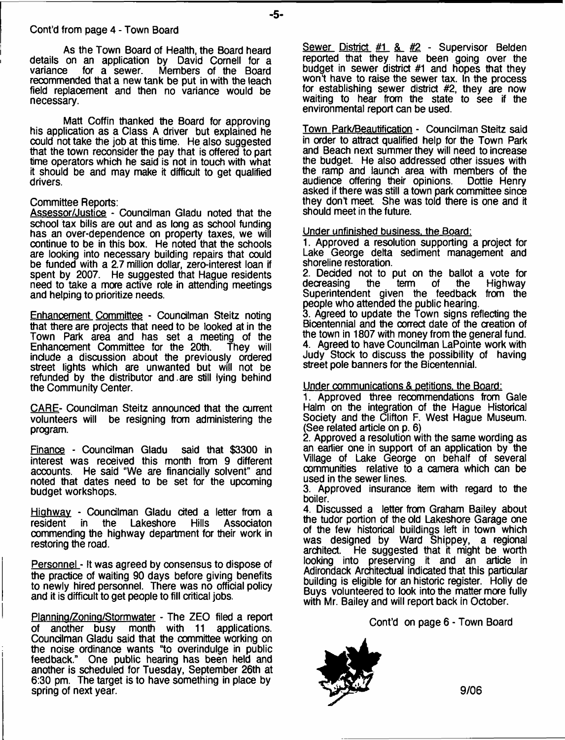Cont'd from page 4 - Town Board

As the Town Board of Health, the Board heard details on an application by David Cornell for a variance for a sewer. Members of the Board recommended that a new tank be put in with the leach field replacement and then no variance would be necessary.

Matt Coffin thanked the Board for approving his application as a Class A driver but explained he could not take the job at this time. He also suggested that the town reconsider the pay that is offered to part time operators which he said is not in touch with what it should be and may make it difficult to get qualified drivers.

Committee Reports:

Assessor/Justice - Councilman Gladu noted that the school tax bills are out and as long as school funding has an over-dependence on property taxes, we will continue to be in this box. He noted that the schools are looking into necessary building repairs that could be funded with a 2.7 million dollar, zero-interest loan if spent by 2007. He suggested that Hague residents need to take a more active role in attending meetings and helping to prioritize needs.

Enhancement Committee - Councilman Steitz noting that there are projects that need to be looked at in the Town Park area and has set a meeting of the Enhancement Committee for the 20th. They will include a discussion about the previously ordered street lights which are unwanted but will not be refunded by the distributor and are still lying behind the Community Center.

CARE- Councilman Steitz announced that the current volunteers will be resigning from administering the program.

Finance - Councilman Gladu said that $3300 in interest was received this month from 9 different accounts. He said "We are financially solvent" and noted that dates need to be set for the upcoming budget workshops.

Highway - Councilman Gladu cited a letter from a resident in the Lakeshore Hills Associaton commending the highway department for their work in restoring the road.

Personnel - It was agreed by consensus to dispose of the practice of waiting 90 days before giving benefits to newly hired personnel. There was no official policy and it is difficult to get people to fill critical jobs.

Planning/Zoning/Stormwater - The ZEO filed a report of another busy month with 11 applications. Councilman Gladu said that the committee working on the noise ordinance wants "to overindulge in public feedback." One public hearing has been held and another is scheduled for Tuesday, September 26th at 6:30 pm. The target is to have something in place by spring of next year.

Sewer District #1 & #2 - Supervisor Belden reported that they have been going over the budget in sewer district #1 and hopes that they won't have to raise the sewer tax. In the process for establishing sewer district #2, they are now waiting to hear from the state to see if the environmental report can be used.

Town Park/Beautification - Councilman Steitz said in order to attract qualified help for the Town Park and Beach next summer they will need to increase the budget. He also addressed other issues with the ramp and launch area with members of the audience offering their opinions. Dottie Henry asked if there was still a town park committee since they don't meet. She was told there is one and it should meet in the future.

Under unfinished business, the Board:

1. Approved a resolution supporting a project for Lake George delta sediment management and shoreline restoration.
2. Decided not to put on the ballot a vote for decreasing the term of the Highway Superintendent given the feedback from the people who attended the public hearing.
3. Agreed to update the Town signs reflecting the Bicentennial and the correct date of the creation of the town in 1807 with money from the general fund.
4. Agreed to have Councilman LaPointe work with Judy Stock to discuss the possibility of having street pole banners for the Bicentennial.

Under communications & petitions, the Board:

1. Approved three recommendations from Gale Halm on the integration of the Hague Historical Society and the Clifton F. West Hague Museum. (See related article on p. 6)
2. Approved a resolution with the same wording as an earlier one in support of an application by the Village of Lake George on behalf of several communities relative to a camera which can be used in the sewer lines.
3. Approved insurance item with regard to the boiler.
4. Discussed a letter from Graham Bailey about the tudor portion of the old Lakeshore Garage one of the few historical buildings left in town which was designed by Ward Shippey, a regional architect. He suggested that it might be worth looking into preserving it and an article in Adirondack Architectual indicated that this particular building is eligible for an historic register. Holly de Buys volunteered to look into the matter more fully with Mr. Bailey and will report back in October.

Cont'd on page 6 - Town Board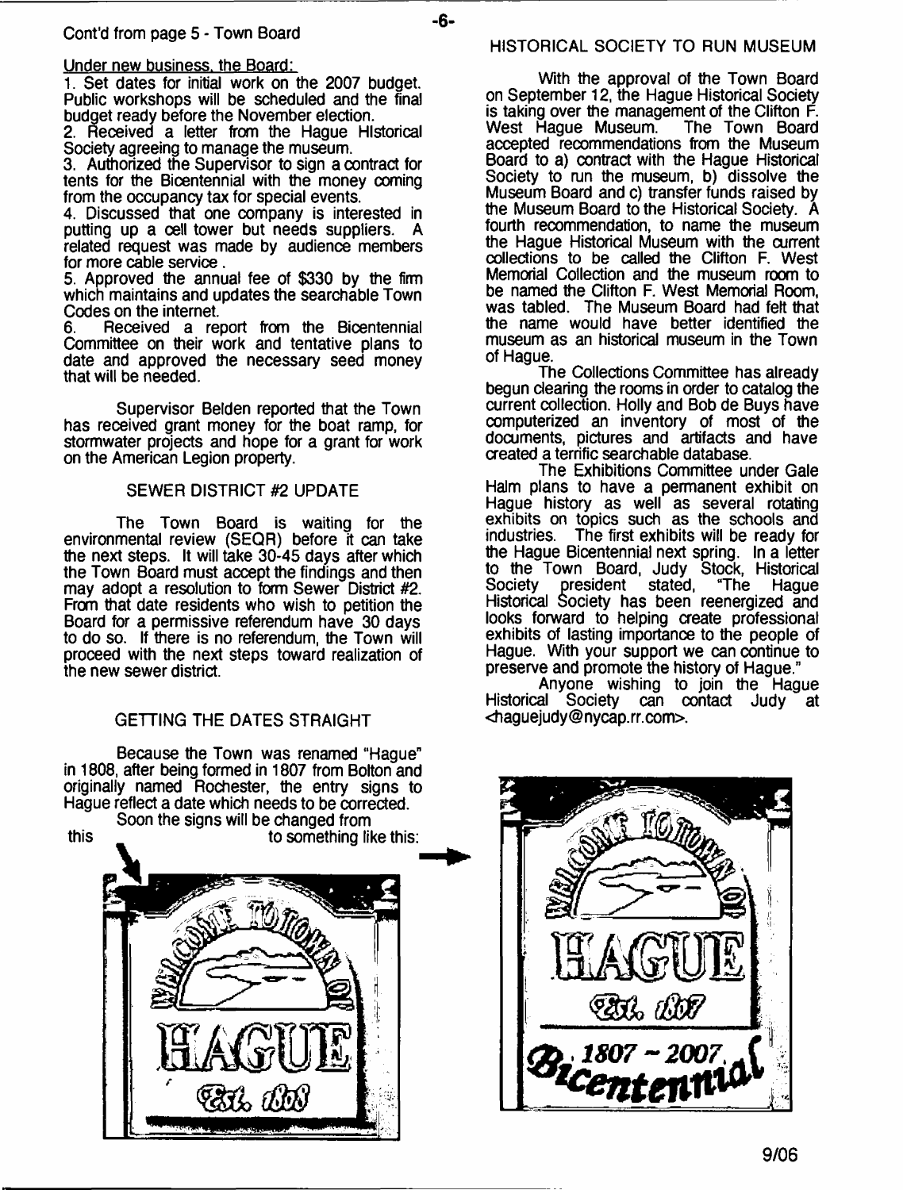Cont'd from page 5 - Town Board

Under new business, the Board:

1. Set dates for initial work on the 2007 budget. Public workshops will be scheduled and the final budget ready before the November election.
2. Received a letter from the Hague Historical Society agreeing to manage the museum.
3. Authorized the Supervisor to sign a contract for tents for the Bicentennial with the money coming from the occupancy tax for special events.
4. Discussed that one company is interested in putting up a cell tower but needs suppliers. A related request was made by audience members for more cable service.
5. Approved the annual fee of $330 by the firm which maintains and updates the searchable Town Codes on the internet.
6. Received a report from the Bicentennial Committee on their work and tentative plans to date and approved the necessary seed money that will be needed.

Supervisor Belden reported that the Town has received grant money for the boat ramp, for stormwater projects and hope for a grant for work on the American Legion property.

## SEWER DISTRICT #2 UPDATE

The Town Board is waiting for the environmental review (SEQR) before it can take the next steps. It will take 30-45 days after which the Town Board must accept the findings and then may adopt a resolution to form Sewer District #2. From that date residents who wish to petition the Board for a permissive referendum have 30 days to do so. If there is no referendum, the Town will proceed with the next steps toward realization of the new sewer district.

## GETTING THE DATES STRAIGHT

Because the Town was renamed "Hague" in 1808, after being formed in 1807 from Bolton and originally named Rochester, the entry signs to Hague reflect a date which needs to be corrected.

Soon the signs will be changed from this to something like this:

## HISTORICAL SOCIETY TO RUN MUSEUM

With the approval of the Town Board on September 12, the Hague Historical Society is taking over the management of the Clifton F. West Hague Museum. The Town Board accepted recommendations from the Museum Board to a) contract with the Hague Historical Society to run the museum, b) dissolve the Museum Board and c) transfer funds raised by the Museum Board to the Historical Society. A fourth recommendation, to name the museum the Hague Historical Museum with the current collections to be called the Clifton F. West Memorial Collection and the museum room to be named the Clifton F. West Memorial Room, was tabled. The Museum Board had felt that the name would have better identified the museum as an historical museum in the Town of Hague.

The Collections Committee has already begun clearing the rooms in order to catalog the current collection. Holly and Bob de Buys have computerized an inventory of most of the documents, pictures and artifacts and have created a terrific searchable database.

The Exhibitions Committee under Gale Halm plans to have a permanent exhibit on Hague history as well as several rotating exhibits on topics such as the schools and industries. The first exhibits will be ready for the Hague Bicentennial next spring. In a letter to the Town Board, Judy Stock, Historical Society president stated, "The Hague Historical Society has been reenergized and looks forward to helping create professional exhibits of lasting importance to the people of Hague. With your support we can continue to preserve and promote the history of Hague."

Anyone wishing to join the Hague Historical Society can contact Judy at <haguejudy@nycap.rr.com>.

9/06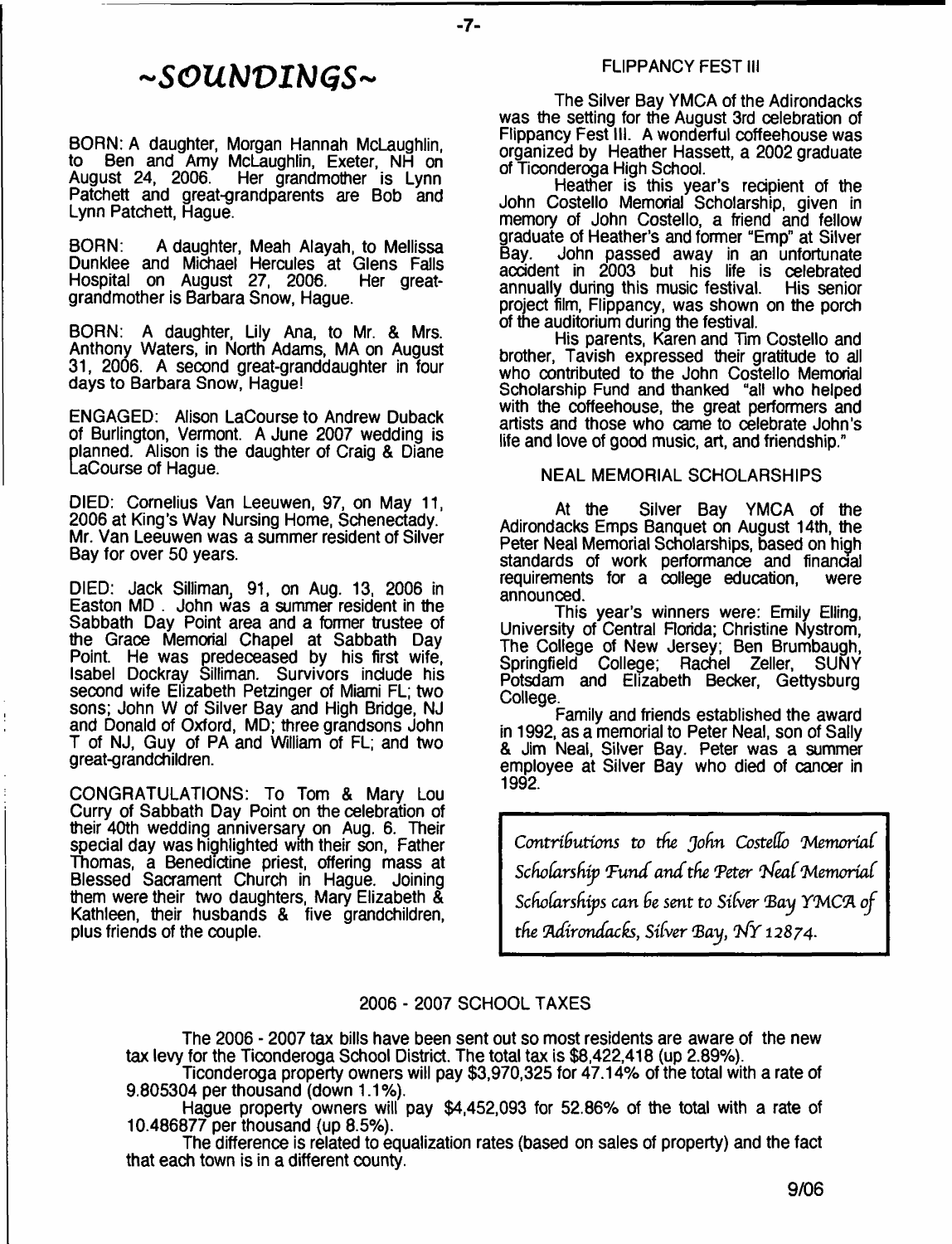# ~SOUNDINGS~

BORN: A daughter, Morgan Hannah McLaughlin, to Ben and Amy McLaughlin, Exeter, NH on August 24, 2006. Her grandmother is Lynn Patchett and great-grandparents are Bob and Lynn Patchett, Hague.

BORN: A daughter, Meah Alayah, to Mellissa Dunklee and Michael Hercules at Glens Falls Hospital on August 27, 2006. Her great-grandmother is Barbara Snow, Hague.

BORN: A daughter, Lily Ana, to Mr. & Mrs. Anthony Waters, in North Adams, MA on August 31, 2006. A second great-granddaughter in four days to Barbara Snow, Hague!

ENGAGED: Alison LaCourse to Andrew Duback of Burlington, Vermont. A June 2007 wedding is planned. Alison is the daughter of Craig & Diane LaCourse of Hague.

DIED: Cornelius Van Leeuwen, 97, on May 11, 2006 at King's Way Nursing Home, Schenectady. Mr. Van Leeuwen was a summer resident of Silver Bay for over 50 years.

DIED: Jack Silliman, 91, on Aug. 13, 2006 in Easton MD . John was a summer resident in the Sabbath Day Point area and a former trustee of the Grace Memorial Chapel at Sabbath Day Point. He was predeceased by his first wife, Isabel Dockray Silliman. Survivors include his second wife Elizabeth Petzinger of Miami FL; two sons; John W of Silver Bay and High Bridge, NJ and Donald of Oxford, MD; three grandsons John T of NJ, Guy of PA and William of FL; and two great-grandchildren.

CONGRATULATIONS: To Tom & Mary Lou Curry of Sabbath Day Point on the celebration of their 40th wedding anniversary on Aug. 6. Their special day was highlighted with their son, Father Thomas, a Benedictine priest, offering mass at Blessed Sacrament Church in Hague. Joining them were their two daughters, Mary Elizabeth & Kathleen, their husbands & five grandchildren, plus friends of the couple.

## FLIPPANCY FEST III

The Silver Bay YMCA of the Adirondacks was the setting for the August 3rd celebration of Flippancy Fest III. A wonderful coffeehouse was organized by Heather Hassett, a 2002 graduate of Ticonderoga High School.

Heather is this year's recipient of the John Costello Memorial Scholarship, given in memory of John Costello, a friend and fellow graduate of Heather's and former "Emp" at Silver Bay. John passed away in an unfortunate accident in 2003 but his life is celebrated annually during this music festival. His senior project film, Flippancy, was shown on the porch of the auditorium during the festival.

His parents, Karen and Tim Costello and brother, Tavish expressed their gratitude to all who contributed to the John Costello Memorial Scholarship Fund and thanked "all who helped with the coffeehouse, the great performers and artists and those who came to celebrate John's life and love of good music, art, and friendship."

## NEAL MEMORIAL SCHOLARSHIPS

At the Silver Bay YMCA of the Adirondacks Emps Banquet on August 14th, the Peter Neal Memorial Scholarships, based on high standards of work performance and financial requirements for a college education, were announced.

This year's winners were: Emily Elling, University of Central Florida; Christine Nystrom, The College of New Jersey; Ben Brumbaugh, Springfield College; Rachel Zeller, SUNY Potsdam and Elizabeth Becker, Gettysburg College.

Family and friends established the award in 1992, as a memorial to Peter Neal, son of Sally & Jim Neal, Silver Bay. Peter was a summer employee at Silver Bay who died of cancer in 1992.

*Contributions to the John Costello Memorial Scholarship Fund and the Peter Neal Memorial Scholarships can be sent to Silver Bay YMCA of the Adirondacks, Silver Bay, NY 12874.*

## 2006 - 2007 SCHOOL TAXES

The 2006 - 2007 tax bills have been sent out so most residents are aware of the new tax levy for the Ticonderoga School District. The total tax is $8,422,418 (up 2.89%).

Ticonderoga property owners will pay $3,970,325 for 47.14% of the total with a rate of 9.805304 per thousand (down 1.1%).

Hague property owners will pay $4,452,093 for 52.86% of the total with a rate of 10.486877 per thousand (up 8.5%).

The difference is related to equalization rates (based on sales of property) and the fact that each town is in a different county.

9/06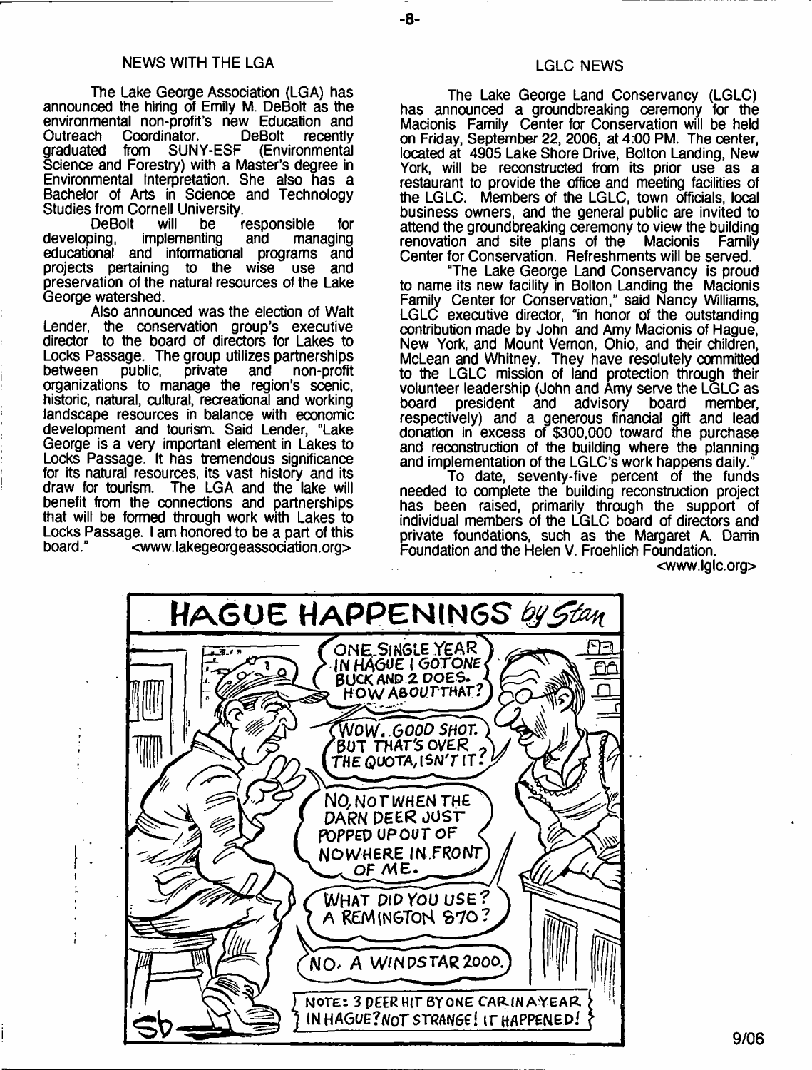## NEWS WITH THE LGA

The Lake George Association (LGA) has announced the hiring of Emily M. DeBolt as the environmental non-profit's new Education and Outreach Coordinator. DeBolt recently graduated from SUNY-ESF (Environmental Science and Forestry) with a Master's degree in Environmental Interpretation. She also has a Bachelor of Arts in Science and Technology Studies from Cornell University.

DeBolt will be responsible for developing, implementing and managing educational and informational programs and projects pertaining to the wise use and preservation of the natural resources of the Lake George watershed.

Also announced was the election of Walt Lender, the conservation group's executive director to the board of directors for Lakes to Locks Passage. The group utilizes partnerships between public, private and non-profit organizations to manage the region's scenic, historic, natural, cultural, recreational and working landscape resources in balance with economic development and tourism. Said Lender, "Lake George is a very important element in Lakes to Locks Passage. It has tremendous significance for its natural resources, its vast history and its draw for tourism. The LGA and the lake will benefit from the connections and partnerships that will be formed through work with Lakes to Locks Passage. I am honored to be a part of this board." <www.lakegeorgeassociation.org>

## LGLC NEWS

The Lake George Land Conservancy (LGLC) has announced a groundbreaking ceremony for the Macionis Family Center for Conservation will be held on Friday, September 22, 2006, at 4:00 PM. The center, located at 4905 Lake Shore Drive, Bolton Landing, New York, will be reconstructed from its prior use as a restaurant to provide the office and meeting facilities of the LGLC. Members of the LGLC, town officials, local business owners, and the general public are invited to attend the groundbreaking ceremony to view the building renovation and site plans of the Macionis Family Center for Conservation. Refreshments will be served.

"The Lake George Land Conservancy is proud to name its new facility in Bolton Landing the Macionis Family Center for Conservation," said Nancy Williams, LGLC executive director, "in honor of the outstanding contribution made by John and Amy Macionis of Hague, New York, and Mount Vernon, Ohio, and their children, McLean and Whitney. They have resolutely committed to the LGLC mission of land protection through their volunteer leadership (John and Amy serve the LGLC as board president and advisory board member, respectively) and a generous financial gift and lead donation in excess of $300,000 toward the purchase and reconstruction of the building where the planning and implementation of the LGLC's work happens daily."

To date, seventy-five percent of the funds needed to complete the building reconstruction project has been raised, primarily through the support of individual members of the LGLC board of directors and private foundations, such as the Margaret A. Darrin Foundation and the Helen V. Froehlich Foundation.

<www.lglc.org>

## HAGUE HAPPENINGS *by Stan*

ONE SINGLE YEAR IN HAGUE I GOT ONE BUCK AND 2 DOES. HOW ABOUT THAT?

WOW. GOOD SHOT. BUT THAT'S OVER THE QUOTA, ISN'T IT?

NO, NOT WHEN THE DARN DEER JUST POPPED UP OUT OF NOWHERE IN FRONT OF ME.

WHAT DID YOU USE? A REMINGTON 870?

NO. A WINDSTAR 2000.

NOTE: 3 DEER HIT BY ONE CAR IN A YEAR IN HAGUE? NOT STRANGE! IT HAPPENED!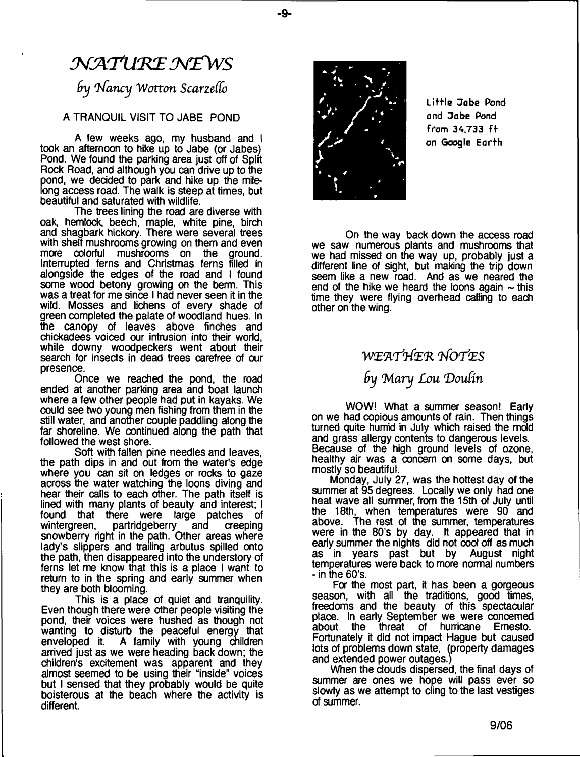# NATURE NEWS

## by Nancy Wotton Scarzello

### A TRANQUIL VISIT TO JABE POND

A few weeks ago, my husband and I took an afternoon to hike up to Jabe (or Jabes) Pond. We found the parking area just off of Split Rock Road, and although you can drive up to the pond, we decided to park and hike up the mile-long access road. The walk is steep at times, but beautiful and saturated with wildlife.

The trees lining the road are diverse with oak, hemlock, beech, maple, white pine, birch and shagbark hickory. There were several trees with shelf mushrooms growing on them and even more colorful mushrooms on the ground. Interrupted ferns and Christmas ferns filled in alongside the edges of the road and I found some wood betony growing on the berm. This was a treat for me since I had never seen it in the wild. Mosses and lichens of every shade of green completed the palate of woodland hues. In the canopy of leaves above finches and chickadees voiced our intrusion into their world, while downy woodpeckers went about their search for insects in dead trees carefree of our presence.

Once we reached the pond, the road ended at another parking area and boat launch where a few other people had put in kayaks. We could see two young men fishing from them in the still water, and another couple paddling along the far shoreline. We continued along the path that followed the west shore.

Soft with fallen pine needles and leaves, the path dips in and out from the water's edge where you can sit on ledges or rocks to gaze across the water watching the loons diving and hear their calls to each other. The path itself is lined with many plants of beauty and interest; I found that there were large patches of wintergreen, partridgeberry and creeping snowberry right in the path. Other areas where lady's slippers and trailing arbutus spilled onto the path, then disappeared into the understory of ferns let me know that this is a place I want to return to in the spring and early summer when they are both blooming.

This is a place of quiet and tranquility. Even though there were other people visiting the pond, their voices were hushed as though not wanting to disturb the peaceful energy that enveloped it. A family with young children arrived just as we were heading back down; the children's excitement was apparent and they almost seemed to be using their "inside" voices but I sensed that they probably would be quite boisterous at the beach where the activity is different.

Little Jabe Pond and Jabe Pond from 34,733 ft on Google Earth

On the way back down the access road we saw numerous plants and mushrooms that we had missed on the way up, probably just a different line of sight, but making the trip down seem like a new road. And as we neared the end of the hike we heard the loons again ~ this time they were flying overhead calling to each other on the wing.

# WEATHER NOTES

## by Mary Lou Doulin

WOW! What a summer season! Early on we had copious amounts of rain. Then things turned quite humid in July which raised the mold and grass allergy contents to dangerous levels. Because of the high ground levels of ozone, healthy air was a concern on some days, but mostly so beautiful.

Monday, July 27, was the hottest day of the summer at 95 degrees. Locally we only had one heat wave all summer, from the 15th of July until the 18th, when temperatures were 90 and above. The rest of the summer, temperatures were in the 80's by day. It appeared that in early summer the nights did not cool off as much as in years past but by August night temperatures were back to more normal numbers - in the 60's.

For the most part, it has been a gorgeous season, with all the traditions, good times, freedoms and the beauty of this spectacular place. In early September we were concerned about the threat of hurricane Ernesto. Fortunately it did not impact Hague but caused lots of problems down state, (property damages and extended power outages.)

When the clouds dispersed, the final days of summer are ones we hope will pass ever so slowly as we attempt to cling to the last vestiges of summer.

9/06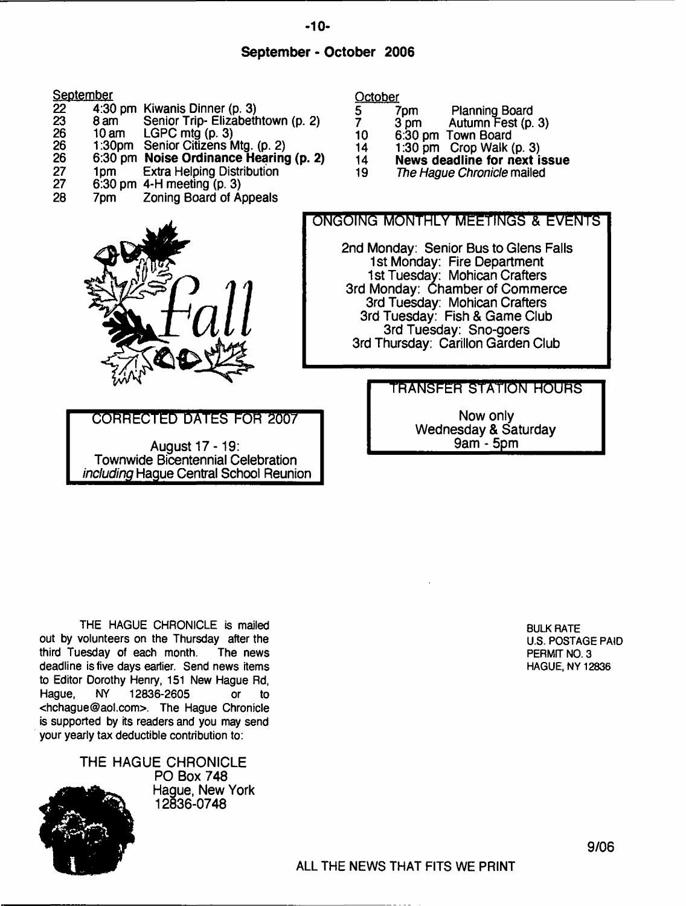## September - October 2006

**September**

| | | |
|---|---|---|
| 22 | 4:30 pm | Kiwanis Dinner (p. 3) |
| 23 | 8 am | Senior Trip- Elizabethtown (p. 2) |
| 26 | 10 am | LGPC mtg (p. 3) |
| 26 | 1:30pm | Senior Citizens Mtg. (p. 2) |
| 26 | 6:30 pm | **Noise Ordinance Hearing (p. 2)** |
| 27 | 1pm | Extra Helping Distribution |
| 27 | 6:30 pm | 4-H meeting (p. 3) |
| 28 | 7pm | Zoning Board of Appeals |

**October**

| | | |
|---|---|---|
| 5 | 7pm | Planning Board |
| 7 | 3 pm | Autumn Fest (p. 3) |
| 10 | 6:30 pm | Town Board |
| 14 | 1:30 pm | Crop Walk (p. 3) |
| 14 | | **News deadline for next issue** |
| 19 | | *The Hague Chronicle* mailed |

Fall

### ONGOING MONTHLY MEETINGS & EVENTS

2nd Monday: Senior Bus to Glens Falls
1st Monday: Fire Department
1st Tuesday: Mohican Crafters
3rd Monday: Chamber of Commerce
3rd Tuesday: Mohican Crafters
3rd Tuesday: Fish & Game Club
3rd Tuesday: Sno-goers
3rd Thursday: Carillon Garden Club

### CORRECTED DATES FOR 2007

August 17 - 19:
Townwide Bicentennial Celebration
*including* Hague Central School Reunion

### TRANSFER STATION HOURS

Now only
Wednesday & Saturday
9am - 5pm

THE HAGUE CHRONICLE is mailed out by volunteers on the Thursday after the third Tuesday of each month. The news deadline is five days earlier. Send news items to Editor Dorothy Henry, 151 New Hague Rd, Hague, NY 12836-2605 or to <hchague@aol.com>. The Hague Chronicle is supported by its readers and you may send your yearly tax deductible contribution to:

THE HAGUE CHRONICLE
PO Box 748
Hague, New York
12836-0748

BULK RATE
U.S. POSTAGE PAID
PERMIT NO. 3
HAGUE, NY 12836

9/06

ALL THE NEWS THAT FITS WE PRINT